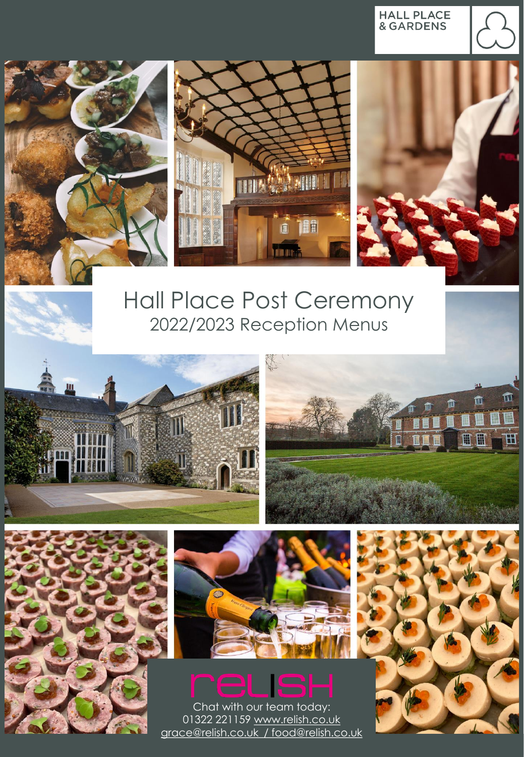HALL PLACE & GARDENS

# Hall Place Post Ceremony

## 2022/2023 Reception Menus

relish

Chat with our team today:
01322 221159 www.relish.co.uk
grace@relish.co.uk / food@relish.co.uk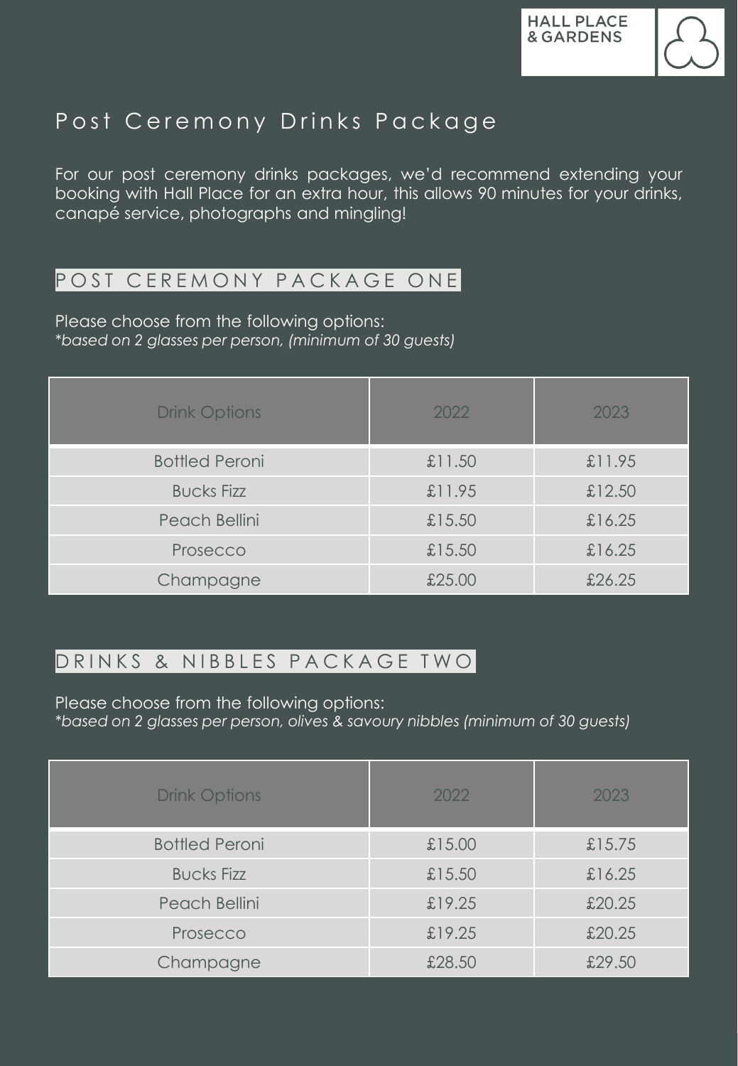# Post Ceremony Drinks Package

For our post ceremony drinks packages, we'd recommend extending your booking with Hall Place for an extra hour, this allows 90 minutes for your drinks, canapé service, photographs and mingling!

## POST CEREMONY PACKAGE ONE

Please choose from the following options:
*\*based on 2 glasses per person, (minimum of 30 guests)*

| Drink Options | 2022 | 2023 |
|---|---|---|
| Bottled Peroni | £11.50 | £11.95 |
| Bucks Fizz | £11.95 | £12.50 |
| Peach Bellini | £15.50 | £16.25 |
| Prosecco | £15.50 | £16.25 |
| Champagne | £25.00 | £26.25 |

## DRINKS & NIBBLES PACKAGE TWO

Please choose from the following options:
*\*based on 2 glasses per person, olives & savoury nibbles (minimum of 30 guests)*

| Drink Options | 2022 | 2023 |
|---|---|---|
| Bottled Peroni | £15.00 | £15.75 |
| Bucks Fizz | £15.50 | £16.25 |
| Peach Bellini | £19.25 | £20.25 |
| Prosecco | £19.25 | £20.25 |
| Champagne | £28.50 | £29.50 |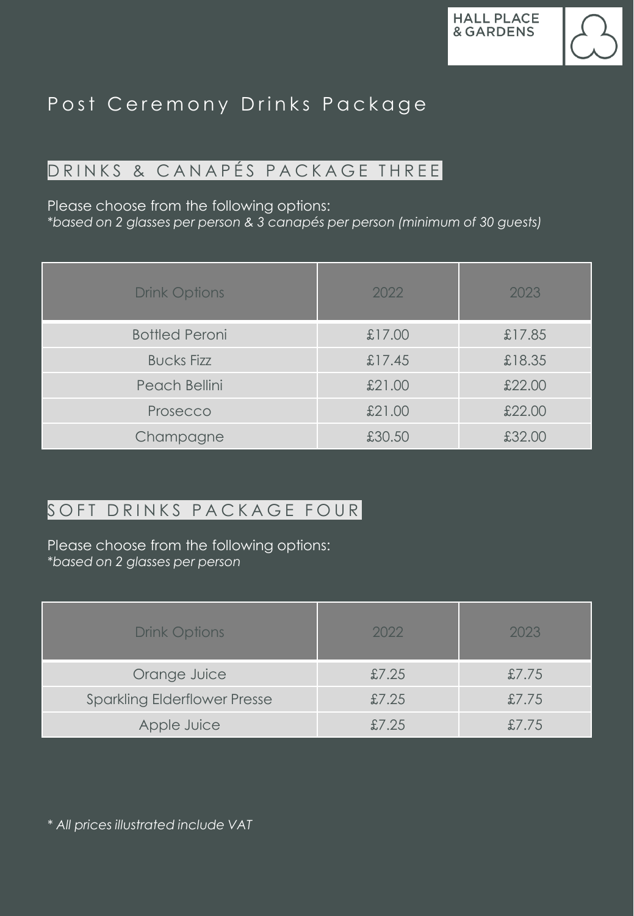# Post Ceremony Drinks Package

## DRINKS & CANAPÉS PACKAGE THREE

Please choose from the following options:
*\*based on 2 glasses per person & 3 canapés per person (minimum of 30 guests)*

| Drink Options | 2022 | 2023 |
|---|---|---|
| Bottled Peroni | £17.00 | £17.85 |
| Bucks Fizz | £17.45 | £18.35 |
| Peach Bellini | £21.00 | £22.00 |
| Prosecco | £21.00 | £22.00 |
| Champagne | £30.50 | £32.00 |

## SOFT DRINKS PACKAGE FOUR

Please choose from the following options:
*\*based on 2 glasses per person*

| Drink Options | 2022 | 2023 |
|---|---|---|
| Orange Juice | £7.25 | £7.75 |
| Sparkling Elderflower Presse | £7.25 | £7.75 |
| Apple Juice | £7.25 | £7.75 |

*\* All prices illustrated include VAT*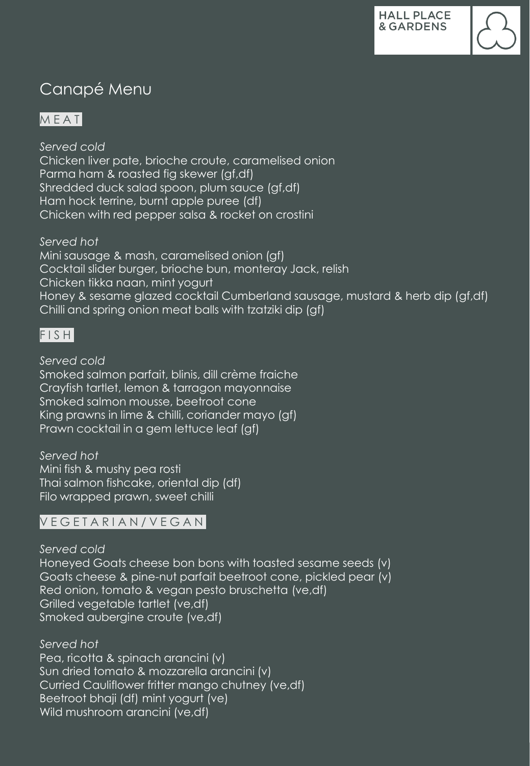HALL PLACE & GARDENS

# Canapé Menu

## MEAT

*Served cold*

Chicken liver pate, brioche croute, caramelised onion
Parma ham & roasted fig skewer (gf,df)
Shredded duck salad spoon, plum sauce (gf,df)
Ham hock terrine, burnt apple puree (df)
Chicken with red pepper salsa & rocket on crostini

*Served hot*

Mini sausage & mash, caramelised onion (gf)
Cocktail slider burger, brioche bun, monteray Jack, relish
Chicken tikka naan, mint yogurt
Honey & sesame glazed cocktail Cumberland sausage, mustard & herb dip (gf,df)
Chilli and spring onion meat balls with tzatziki dip (gf)

## FISH

*Served cold*

Smoked salmon parfait, blinis, dill crème fraiche
Crayfish tartlet, lemon & tarragon mayonnaise
Smoked salmon mousse, beetroot cone
King prawns in lime & chilli, coriander mayo (gf)
Prawn cocktail in a gem lettuce leaf (gf)

*Served hot*

Mini fish & mushy pea rosti
Thai salmon fishcake, oriental dip (df)
Filo wrapped prawn, sweet chilli

## VEGETARIAN/VEGAN

*Served cold*

Honeyed Goats cheese bon bons with toasted sesame seeds (v)
Goats cheese & pine-nut parfait beetroot cone, pickled pear (v)
Red onion, tomato & vegan pesto bruschetta (ve,df)
Grilled vegetable tartlet (ve,df)
Smoked aubergine croute (ve,df)

*Served hot*

Pea, ricotta & spinach arancini (v)
Sun dried tomato & mozzarella arancini (v)
Curried Cauliflower fritter mango chutney (ve,df)
Beetroot bhaji (df) mint yogurt (ve)
Wild mushroom arancini (ve,df)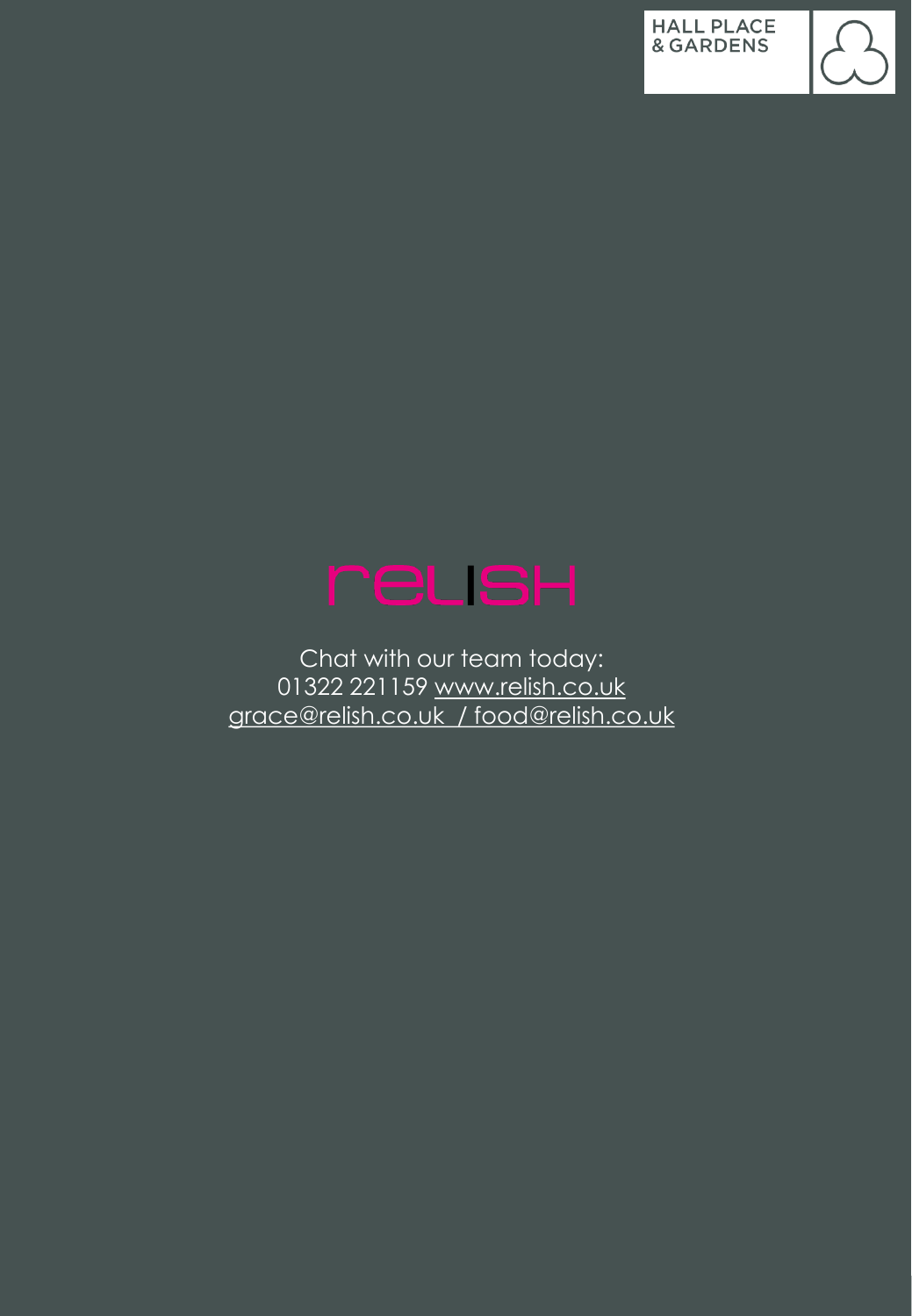HALL PLACE
& GARDENS

relish

Chat with our team today:
01322 221159 www.relish.co.uk
grace@relish.co.uk / food@relish.co.uk